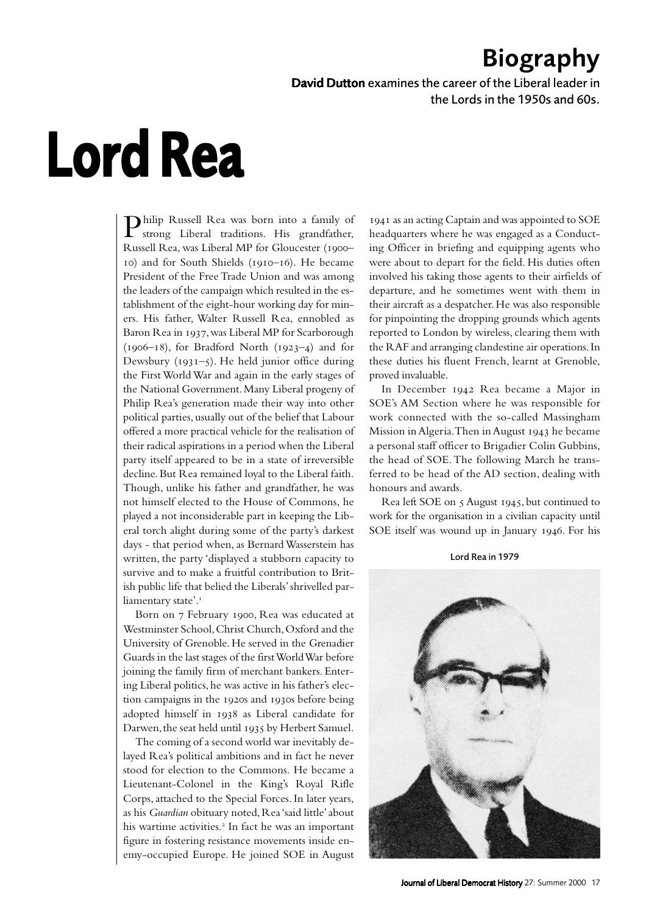# Biography

**David Dutton** examines the career of the Liberal leader in the Lords in the 1950s and 60s.

# Lord Rea

Philip Russell Rea was born into a family of strong Liberal traditions. His grandfather, Russell Rea, was Liberal MP for Gloucester (1900–10) and for South Shields (1910–16). He became President of the Free Trade Union and was among the leaders of the campaign which resulted in the establishment of the eight-hour working day for miners. His father, Walter Russell Rea, ennobled as Baron Rea in 1937, was Liberal MP for Scarborough (1906–18), for Bradford North (1923–4) and for Dewsbury (1931–5). He held junior office during the First World War and again in the early stages of the National Government. Many Liberal progeny of Philip Rea's generation made their way into other political parties, usually out of the belief that Labour offered a more practical vehicle for the realisation of their radical aspirations in a period when the Liberal party itself appeared to be in a state of irreversible decline. But Rea remained loyal to the Liberal faith. Though, unlike his father and grandfather, he was not himself elected to the House of Commons, he played a not inconsiderable part in keeping the Liberal torch alight during some of the party's darkest days - that period when, as Bernard Wasserstein has written, the party 'displayed a stubborn capacity to survive and to make a fruitful contribution to British public life that belied the Liberals' shrivelled parliamentary state'.[1]

Born on 7 February 1900, Rea was educated at Westminster School, Christ Church, Oxford and the University of Grenoble. He served in the Grenadier Guards in the last stages of the first World War before joining the family firm of merchant bankers. Entering Liberal politics, he was active in his father's election campaigns in the 1920s and 1930s before being adopted himself in 1938 as Liberal candidate for Darwen, the seat held until 1935 by Herbert Samuel.

The coming of a second world war inevitably delayed Rea's political ambitions and in fact he never stood for election to the Commons. He became a Lieutenant-Colonel in the King's Royal Rifle Corps, attached to the Special Forces. In later years, as his *Guardian* obituary noted, Rea 'said little' about his wartime activities.[2] In fact he was an important figure in fostering resistance movements inside enemy-occupied Europe. He joined SOE in August 1941 as an acting Captain and was appointed to SOE headquarters where he was engaged as a Conducting Officer in briefing and equipping agents who were about to depart for the field. His duties often involved his taking those agents to their airfields of departure, and he sometimes went with them in their aircraft as a despatcher. He was also responsible for pinpointing the dropping grounds which agents reported to London by wireless, clearing them with the RAF and arranging clandestine air operations. In these duties his fluent French, learnt at Grenoble, proved invaluable.

In December 1942 Rea became a Major in SOE's AM Section where he was responsible for work connected with the so-called Massingham Mission in Algeria. Then in August 1943 he became a personal staff officer to Brigadier Colin Gubbins, the head of SOE. The following March he transferred to be head of the AD section, dealing with honours and awards.

Rea left SOE on 5 August 1945, but continued to work for the organisation in a civilian capacity until SOE itself was wound up in January 1946. For his

Lord Rea in 1979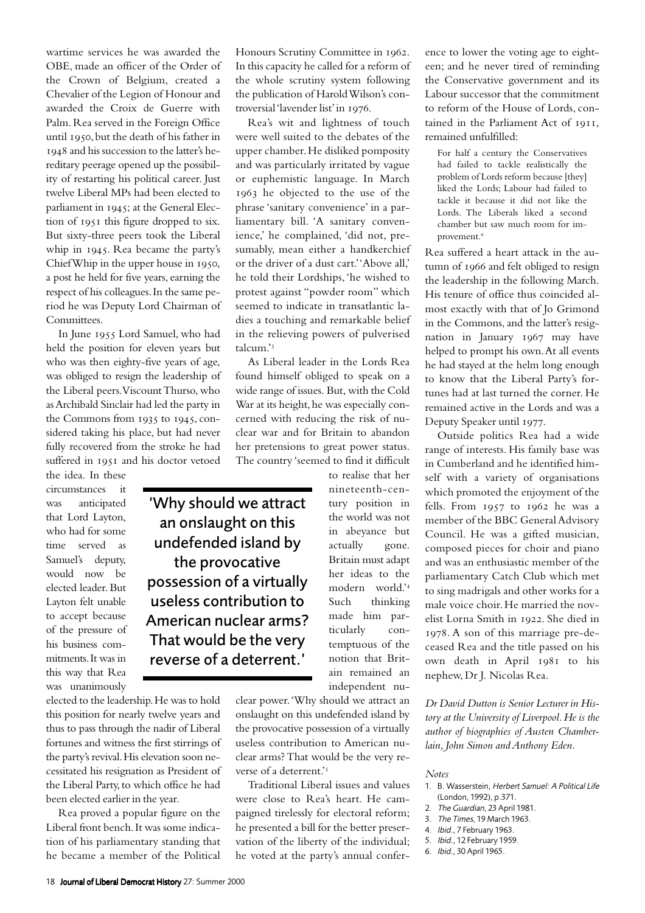wartime services he was awarded the OBE, made an officer of the Order of the Crown of Belgium, created a Chevalier of the Legion of Honour and awarded the Croix de Guerre with Palm. Rea served in the Foreign Office until 1950, but the death of his father in 1948 and his succession to the latter's hereditary peerage opened up the possibility of restarting his political career. Just twelve Liberal MPs had been elected to parliament in 1945; at the General Election of 1951 this figure dropped to six. But sixty-three peers took the Liberal whip in 1945. Rea became the party's Chief Whip in the upper house in 1950, a post he held for five years, earning the respect of his colleagues. In the same period he was Deputy Lord Chairman of Committees.

In June 1955 Lord Samuel, who had held the position for eleven years but who was then eighty-five years of age, was obliged to resign the leadership of the Liberal peers. Viscount Thurso, who as Archibald Sinclair had led the party in the Commons from 1935 to 1945, considered taking his place, but had never fully recovered from the stroke he had suffered in 1951 and his doctor vetoed the idea. In these circumstances it was anticipated that Lord Layton, who had for some time served as Samuel's deputy, would now be elected leader. But Layton felt unable to accept because of the pressure of his business commitments. It was in this way that Rea was unanimously elected to the leadership. He was to hold this position for nearly twelve years and thus to pass through the nadir of Liberal fortunes and witness the first stirrings of the party's revival. His elevation soon necessitated his resignation as President of the Liberal Party, to which office he had been elected earlier in the year.

Rea proved a popular figure on the Liberal front bench. It was some indication of his parliamentary standing that he became a member of the Political Honours Scrutiny Committee in 1962. In this capacity he called for a reform of the whole scrutiny system following the publication of Harold Wilson's controversial 'lavender list' in 1976.

Rea's wit and lightness of touch were well suited to the debates of the upper chamber. He disliked pomposity and was particularly irritated by vague or euphemistic language. In March 1963 he objected to the use of the phrase 'sanitary convenience' in a parliamentary bill. 'A sanitary convenience,' he complained, 'did not, presumably, mean either a handkerchief or the driver of a dust cart.' 'Above all,' he told their Lordships, 'he wished to protest against "powder room" which seemed to indicate in transatlantic ladies a touching and remarkable belief in the relieving powers of pulverised talcum.'[3]

As Liberal leader in the Lords Rea found himself obliged to speak on a wide range of issues. But, with the Cold War at its height, he was especially concerned with reducing the risk of nuclear war and for Britain to abandon her pretensions to great power status. The country 'seemed to find it difficult to realise that her nineteenth-century position in the world was not in abeyance but actually gone. Britain must adapt her ideas to the modern world.'[4] Such thinking made him particularly contemptuous of the notion that Britain remained an independent nuclear power. 'Why should we attract an onslaught on this undefended island by the provocative possession of a virtually useless contribution to American nuclear arms? That would be the very reverse of a deterrent.'[5]

> 'Why should we attract an onslaught on this undefended island by the provocative possession of a virtually useless contribution to American nuclear arms? That would be the very reverse of a deterrent.'

Traditional Liberal issues and values were close to Rea's heart. He campaigned tirelessly for electoral reform; he presented a bill for the better preservation of the liberty of the individual; he voted at the party's annual conference to lower the voting age to eighteen; and he never tired of reminding the Conservative government and its Labour successor that the commitment to reform of the House of Lords, contained in the Parliament Act of 1911, remained unfulfilled:

> For half a century the Conservatives had failed to tackle realistically the problem of Lords reform because [they] liked the Lords; Labour had failed to tackle it because it did not like the Lords. The Liberals liked a second chamber but saw much room for improvement.[6]

Rea suffered a heart attack in the autumn of 1966 and felt obliged to resign the leadership in the following March. His tenure of office thus coincided almost exactly with that of Jo Grimond in the Commons, and the latter's resignation in January 1967 may have helped to prompt his own. At all events he had stayed at the helm long enough to know that the Liberal Party's fortunes had at last turned the corner. He remained active in the Lords and was a Deputy Speaker until 1977.

Outside politics Rea had a wide range of interests. His family base was in Cumberland and he identified himself with a variety of organisations which promoted the enjoyment of the fells. From 1957 to 1962 he was a member of the BBC General Advisory Council. He was a gifted musician, composed pieces for choir and piano and was an enthusiastic member of the parliamentary Catch Club which met to sing madrigals and other works for a male voice choir. He married the novelist Lorna Smith in 1922. She died in 1978. A son of this marriage pre-deceased Rea and the title passed on his own death in April 1981 to his nephew, Dr J. Nicolas Rea.

*Dr David Dutton is Senior Lecturer in History at the University of Liverpool. He is the author of biographies of Austen Chamberlain, John Simon and Anthony Eden.*

*Notes*

1. B. Wasserstein, *Herbert Samuel: A Political Life* (London, 1992), p.371.
2. *The Guardian*, 23 April 1981.
3. *The Times*, 19 March 1963.
4. *Ibid.*, 7 February 1963.
5. *Ibid.*, 12 February 1959.
6. *Ibid.*, 30 April 1965.